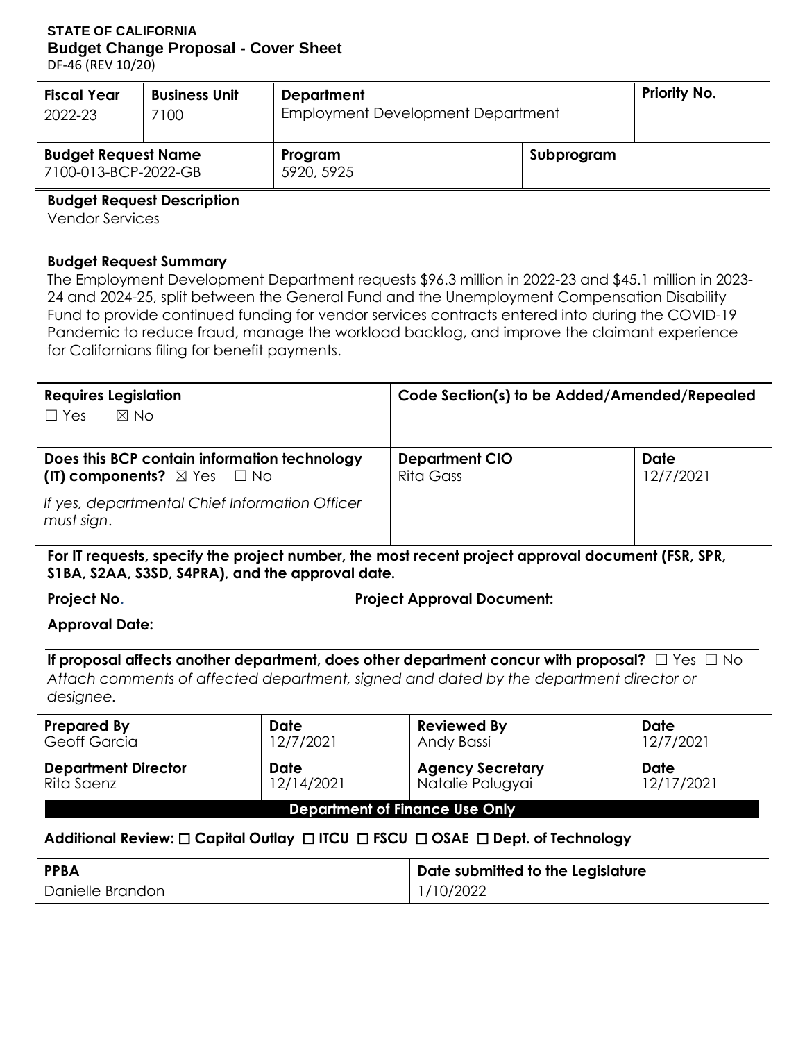**STATE OF CALIFORNIA**
**Budget Change Proposal - Cover Sheet**
DF-46 (REV 10/20)

| **Fiscal Year** | **Business Unit** | **Department** | | **Priority No.** |
|---|---|---|---|---|
| 2022-23 | 7100 | Employment Development Department | | |
| **Budget Request Name** | | **Program** | **Subprogram** | |
| 7100-013-BCP-2022-GB | | 5920, 5925 | | |

**Budget Request Description**
Vendor Services

**Budget Request Summary**
The Employment Development Department requests $96.3 million in 2022-23 and $45.1 million in 2023-24 and 2024-25, split between the General Fund and the Unemployment Compensation Disability Fund to provide continued funding for vendor services contracts entered into during the COVID-19 Pandemic to reduce fraud, manage the workload backlog, and improve the claimant experience for Californians filing for benefit payments.

| **Requires Legislation** | **Code Section(s) to be Added/Amended/Repealed** | |
|---|---|---|
| ☐ Yes ☒ No | | |
| **Does this BCP contain information technology (IT) components?** ☒ Yes ☐ No<br>*If yes, departmental Chief Information Officer must sign.* | **Department CIO**<br>Rita Gass | **Date**<br>12/7/2021 |

**For IT requests, specify the project number, the most recent project approval document (FSR, SPR, S1BA, S2AA, S3SD, S4PRA), and the approval date.**

**Project No.** **Project Approval Document:**

**Approval Date:**

**If proposal affects another department, does other department concur with proposal?** ☐ Yes ☐ No
*Attach comments of affected department, signed and dated by the department director or designee.*

| **Prepared By** | **Date** | **Reviewed By** | **Date** |
|---|---|---|---|
| Geoff Garcia | 12/7/2021 | Andy Bassi | 12/7/2021 |
| **Department Director** | **Date** | **Agency Secretary** | **Date** |
| Rita Saenz | 12/14/2021 | Natalie Palugyai | 12/17/2021 |

**Department of Finance Use Only**

**Additional Review:** ☐ **Capital Outlay** ☐ **ITCU** ☐ **FSCU** ☐ **OSAE** ☐ **Dept. of Technology**

| **PPBA** | **Date submitted to the Legislature** |
|---|---|
| Danielle Brandon | 1/10/2022 |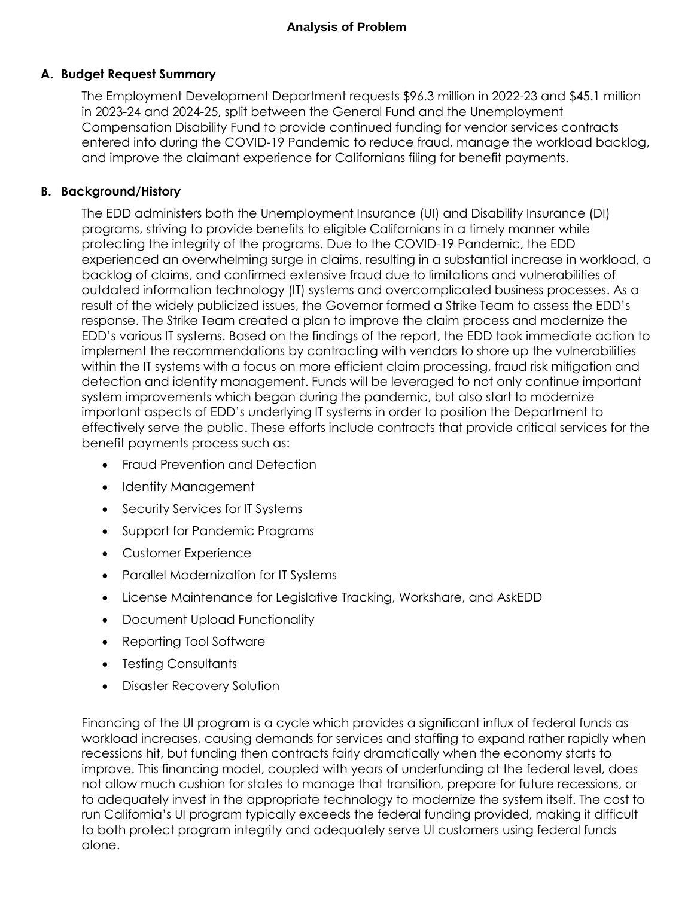# Analysis of Problem

## A. Budget Request Summary

The Employment Development Department requests $96.3 million in 2022-23 and $45.1 million in 2023-24 and 2024-25, split between the General Fund and the Unemployment Compensation Disability Fund to provide continued funding for vendor services contracts entered into during the COVID-19 Pandemic to reduce fraud, manage the workload backlog, and improve the claimant experience for Californians filing for benefit payments.

## B. Background/History

The EDD administers both the Unemployment Insurance (UI) and Disability Insurance (DI) programs, striving to provide benefits to eligible Californians in a timely manner while protecting the integrity of the programs. Due to the COVID-19 Pandemic, the EDD experienced an overwhelming surge in claims, resulting in a substantial increase in workload, a backlog of claims, and confirmed extensive fraud due to limitations and vulnerabilities of outdated information technology (IT) systems and overcomplicated business processes. As a result of the widely publicized issues, the Governor formed a Strike Team to assess the EDD's response. The Strike Team created a plan to improve the claim process and modernize the EDD's various IT systems. Based on the findings of the report, the EDD took immediate action to implement the recommendations by contracting with vendors to shore up the vulnerabilities within the IT systems with a focus on more efficient claim processing, fraud risk mitigation and detection and identity management. Funds will be leveraged to not only continue important system improvements which began during the pandemic, but also start to modernize important aspects of EDD's underlying IT systems in order to position the Department to effectively serve the public. These efforts include contracts that provide critical services for the benefit payments process such as:

- Fraud Prevention and Detection
- Identity Management
- Security Services for IT Systems
- Support for Pandemic Programs
- Customer Experience
- Parallel Modernization for IT Systems
- License Maintenance for Legislative Tracking, Workshare, and AskEDD
- Document Upload Functionality
- Reporting Tool Software
- Testing Consultants
- Disaster Recovery Solution

Financing of the UI program is a cycle which provides a significant influx of federal funds as workload increases, causing demands for services and staffing to expand rather rapidly when recessions hit, but funding then contracts fairly dramatically when the economy starts to improve. This financing model, coupled with years of underfunding at the federal level, does not allow much cushion for states to manage that transition, prepare for future recessions, or to adequately invest in the appropriate technology to modernize the system itself. The cost to run California's UI program typically exceeds the federal funding provided, making it difficult to both protect program integrity and adequately serve UI customers using federal funds alone.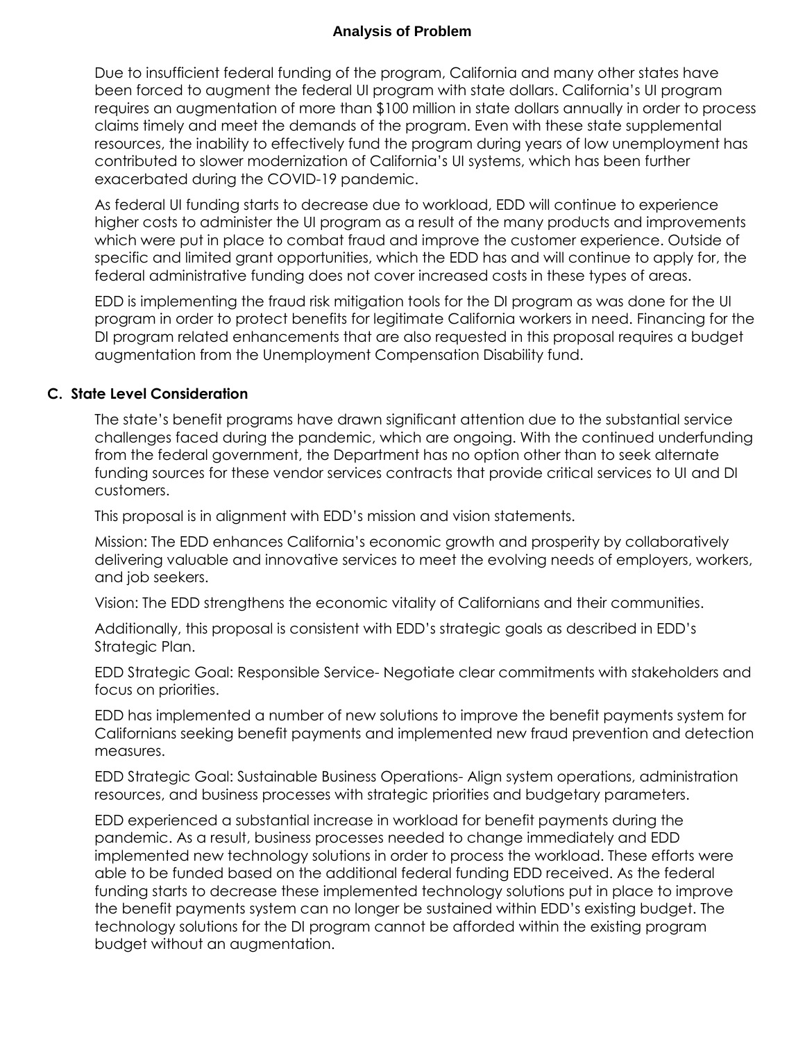## Analysis of Problem

Due to insufficient federal funding of the program, California and many other states have been forced to augment the federal UI program with state dollars. California's UI program requires an augmentation of more than $100 million in state dollars annually in order to process claims timely and meet the demands of the program. Even with these state supplemental resources, the inability to effectively fund the program during years of low unemployment has contributed to slower modernization of California's UI systems, which has been further exacerbated during the COVID-19 pandemic.

As federal UI funding starts to decrease due to workload, EDD will continue to experience higher costs to administer the UI program as a result of the many products and improvements which were put in place to combat fraud and improve the customer experience. Outside of specific and limited grant opportunities, which the EDD has and will continue to apply for, the federal administrative funding does not cover increased costs in these types of areas.

EDD is implementing the fraud risk mitigation tools for the DI program as was done for the UI program in order to protect benefits for legitimate California workers in need. Financing for the DI program related enhancements that are also requested in this proposal requires a budget augmentation from the Unemployment Compensation Disability fund.

### C. State Level Consideration

The state's benefit programs have drawn significant attention due to the substantial service challenges faced during the pandemic, which are ongoing. With the continued underfunding from the federal government, the Department has no option other than to seek alternate funding sources for these vendor services contracts that provide critical services to UI and DI customers.

This proposal is in alignment with EDD's mission and vision statements.

Mission: The EDD enhances California's economic growth and prosperity by collaboratively delivering valuable and innovative services to meet the evolving needs of employers, workers, and job seekers.

Vision: The EDD strengthens the economic vitality of Californians and their communities.

Additionally, this proposal is consistent with EDD's strategic goals as described in EDD's Strategic Plan.

EDD Strategic Goal: Responsible Service- Negotiate clear commitments with stakeholders and focus on priorities.

EDD has implemented a number of new solutions to improve the benefit payments system for Californians seeking benefit payments and implemented new fraud prevention and detection measures.

EDD Strategic Goal: Sustainable Business Operations- Align system operations, administration resources, and business processes with strategic priorities and budgetary parameters.

EDD experienced a substantial increase in workload for benefit payments during the pandemic. As a result, business processes needed to change immediately and EDD implemented new technology solutions in order to process the workload. These efforts were able to be funded based on the additional federal funding EDD received. As the federal funding starts to decrease these implemented technology solutions put in place to improve the benefit payments system can no longer be sustained within EDD's existing budget. The technology solutions for the DI program cannot be afforded within the existing program budget without an augmentation.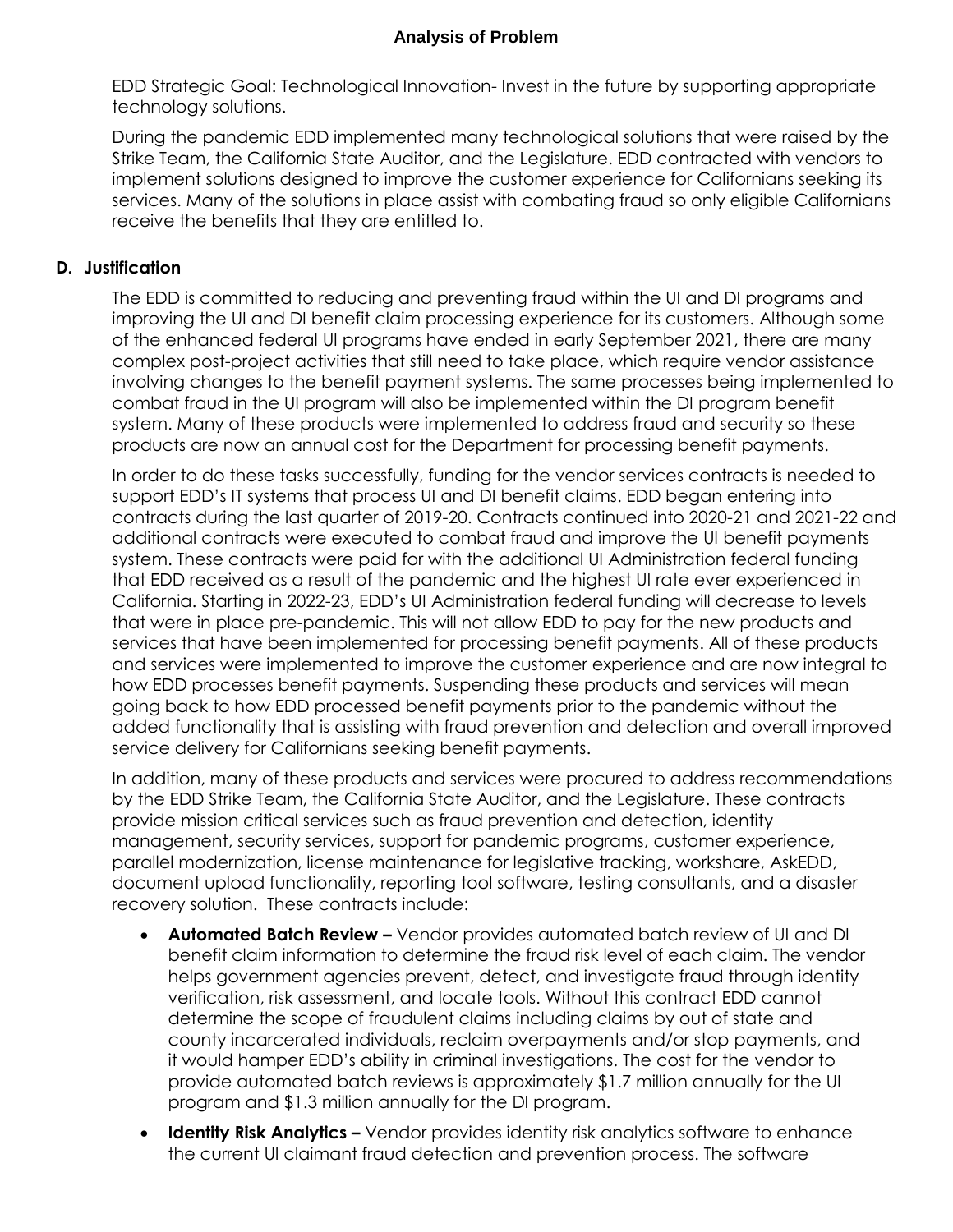## Analysis of Problem

EDD Strategic Goal: Technological Innovation- Invest in the future by supporting appropriate technology solutions.

During the pandemic EDD implemented many technological solutions that were raised by the Strike Team, the California State Auditor, and the Legislature. EDD contracted with vendors to implement solutions designed to improve the customer experience for Californians seeking its services. Many of the solutions in place assist with combating fraud so only eligible Californians receive the benefits that they are entitled to.

### D. Justification

The EDD is committed to reducing and preventing fraud within the UI and DI programs and improving the UI and DI benefit claim processing experience for its customers. Although some of the enhanced federal UI programs have ended in early September 2021, there are many complex post-project activities that still need to take place, which require vendor assistance involving changes to the benefit payment systems. The same processes being implemented to combat fraud in the UI program will also be implemented within the DI program benefit system. Many of these products were implemented to address fraud and security so these products are now an annual cost for the Department for processing benefit payments.

In order to do these tasks successfully, funding for the vendor services contracts is needed to support EDD's IT systems that process UI and DI benefit claims. EDD began entering into contracts during the last quarter of 2019-20. Contracts continued into 2020-21 and 2021-22 and additional contracts were executed to combat fraud and improve the UI benefit payments system. These contracts were paid for with the additional UI Administration federal funding that EDD received as a result of the pandemic and the highest UI rate ever experienced in California. Starting in 2022-23, EDD's UI Administration federal funding will decrease to levels that were in place pre-pandemic. This will not allow EDD to pay for the new products and services that have been implemented for processing benefit payments. All of these products and services were implemented to improve the customer experience and are now integral to how EDD processes benefit payments. Suspending these products and services will mean going back to how EDD processed benefit payments prior to the pandemic without the added functionality that is assisting with fraud prevention and detection and overall improved service delivery for Californians seeking benefit payments.

In addition, many of these products and services were procured to address recommendations by the EDD Strike Team, the California State Auditor, and the Legislature. These contracts provide mission critical services such as fraud prevention and detection, identity management, security services, support for pandemic programs, customer experience, parallel modernization, license maintenance for legislative tracking, workshare, AskEDD, document upload functionality, reporting tool software, testing consultants, and a disaster recovery solution. These contracts include:

- **Automated Batch Review –** Vendor provides automated batch review of UI and DI benefit claim information to determine the fraud risk level of each claim. The vendor helps government agencies prevent, detect, and investigate fraud through identity verification, risk assessment, and locate tools. Without this contract EDD cannot determine the scope of fraudulent claims including claims by out of state and county incarcerated individuals, reclaim overpayments and/or stop payments, and it would hamper EDD's ability in criminal investigations. The cost for the vendor to provide automated batch reviews is approximately $1.7 million annually for the UI program and $1.3 million annually for the DI program.
- **Identity Risk Analytics –** Vendor provides identity risk analytics software to enhance the current UI claimant fraud detection and prevention process. The software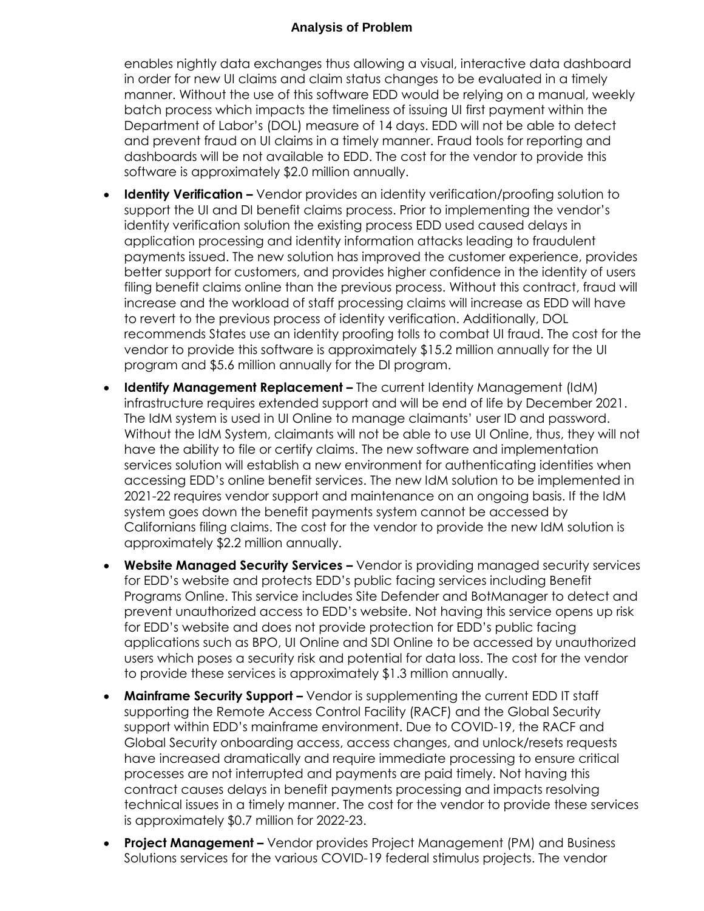enables nightly data exchanges thus allowing a visual, interactive data dashboard in order for new UI claims and claim status changes to be evaluated in a timely manner. Without the use of this software EDD would be relying on a manual, weekly batch process which impacts the timeliness of issuing UI first payment within the Department of Labor's (DOL) measure of 14 days. EDD will not be able to detect and prevent fraud on UI claims in a timely manner. Fraud tools for reporting and dashboards will be not available to EDD. The cost for the vendor to provide this software is approximately $2.0 million annually.

- **Identity Verification –** Vendor provides an identity verification/proofing solution to support the UI and DI benefit claims process. Prior to implementing the vendor's identity verification solution the existing process EDD used caused delays in application processing and identity information attacks leading to fraudulent payments issued. The new solution has improved the customer experience, provides better support for customers, and provides higher confidence in the identity of users filing benefit claims online than the previous process. Without this contract, fraud will increase and the workload of staff processing claims will increase as EDD will have to revert to the previous process of identity verification. Additionally, DOL recommends States use an identity proofing tolls to combat UI fraud. The cost for the vendor to provide this software is approximately $15.2 million annually for the UI program and $5.6 million annually for the DI program.
- **Identify Management Replacement –** The current Identity Management (IdM) infrastructure requires extended support and will be end of life by December 2021. The IdM system is used in UI Online to manage claimants' user ID and password. Without the IdM System, claimants will not be able to use UI Online, thus, they will not have the ability to file or certify claims. The new software and implementation services solution will establish a new environment for authenticating identities when accessing EDD's online benefit services. The new IdM solution to be implemented in 2021-22 requires vendor support and maintenance on an ongoing basis. If the IdM system goes down the benefit payments system cannot be accessed by Californians filing claims. The cost for the vendor to provide the new IdM solution is approximately $2.2 million annually.
- **Website Managed Security Services –** Vendor is providing managed security services for EDD's website and protects EDD's public facing services including Benefit Programs Online. This service includes Site Defender and BotManager to detect and prevent unauthorized access to EDD's website. Not having this service opens up risk for EDD's website and does not provide protection for EDD's public facing applications such as BPO, UI Online and SDI Online to be accessed by unauthorized users which poses a security risk and potential for data loss. The cost for the vendor to provide these services is approximately $1.3 million annually.
- **Mainframe Security Support –** Vendor is supplementing the current EDD IT staff supporting the Remote Access Control Facility (RACF) and the Global Security support within EDD's mainframe environment. Due to COVID-19, the RACF and Global Security onboarding access, access changes, and unlock/resets requests have increased dramatically and require immediate processing to ensure critical processes are not interrupted and payments are paid timely. Not having this contract causes delays in benefit payments processing and impacts resolving technical issues in a timely manner. The cost for the vendor to provide these services is approximately $0.7 million for 2022-23.
- **Project Management –** Vendor provides Project Management (PM) and Business Solutions services for the various COVID-19 federal stimulus projects. The vendor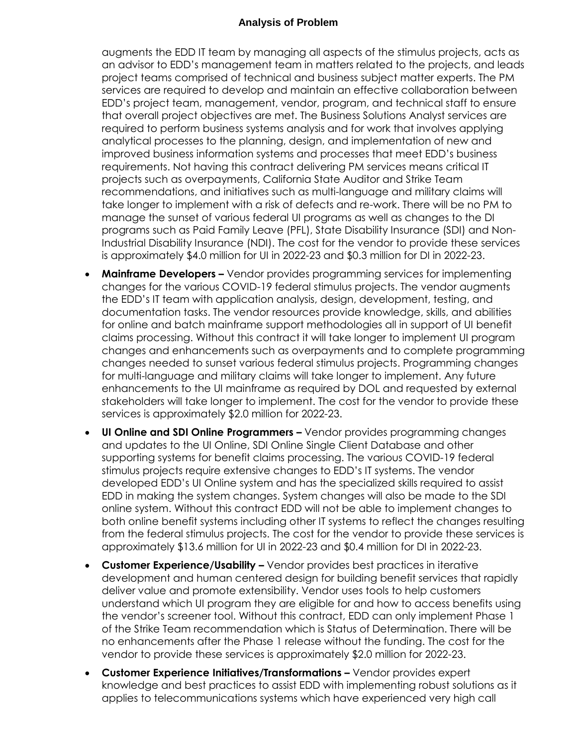augments the EDD IT team by managing all aspects of the stimulus projects, acts as an advisor to EDD's management team in matters related to the projects, and leads project teams comprised of technical and business subject matter experts. The PM services are required to develop and maintain an effective collaboration between EDD's project team, management, vendor, program, and technical staff to ensure that overall project objectives are met. The Business Solutions Analyst services are required to perform business systems analysis and for work that involves applying analytical processes to the planning, design, and implementation of new and improved business information systems and processes that meet EDD's business requirements. Not having this contract delivering PM services means critical IT projects such as overpayments, California State Auditor and Strike Team recommendations, and initiatives such as multi-language and military claims will take longer to implement with a risk of defects and re-work. There will be no PM to manage the sunset of various federal UI programs as well as changes to the DI programs such as Paid Family Leave (PFL), State Disability Insurance (SDI) and Non-Industrial Disability Insurance (NDI). The cost for the vendor to provide these services is approximately $4.0 million for UI in 2022-23 and $0.3 million for DI in 2022-23.

- **Mainframe Developers –** Vendor provides programming services for implementing changes for the various COVID-19 federal stimulus projects. The vendor augments the EDD's IT team with application analysis, design, development, testing, and documentation tasks. The vendor resources provide knowledge, skills, and abilities for online and batch mainframe support methodologies all in support of UI benefit claims processing. Without this contract it will take longer to implement UI program changes and enhancements such as overpayments and to complete programming changes needed to sunset various federal stimulus projects. Programming changes for multi-language and military claims will take longer to implement. Any future enhancements to the UI mainframe as required by DOL and requested by external stakeholders will take longer to implement. The cost for the vendor to provide these services is approximately $2.0 million for 2022-23.
- **UI Online and SDI Online Programmers –** Vendor provides programming changes and updates to the UI Online, SDI Online Single Client Database and other supporting systems for benefit claims processing. The various COVID-19 federal stimulus projects require extensive changes to EDD's IT systems. The vendor developed EDD's UI Online system and has the specialized skills required to assist EDD in making the system changes. System changes will also be made to the SDI online system. Without this contract EDD will not be able to implement changes to both online benefit systems including other IT systems to reflect the changes resulting from the federal stimulus projects. The cost for the vendor to provide these services is approximately $13.6 million for UI in 2022-23 and $0.4 million for DI in 2022-23.
- **Customer Experience/Usability –** Vendor provides best practices in iterative development and human centered design for building benefit services that rapidly deliver value and promote extensibility. Vendor uses tools to help customers understand which UI program they are eligible for and how to access benefits using the vendor's screener tool. Without this contract, EDD can only implement Phase 1 of the Strike Team recommendation which is Status of Determination. There will be no enhancements after the Phase 1 release without the funding. The cost for the vendor to provide these services is approximately $2.0 million for 2022-23.
- **Customer Experience Initiatives/Transformations –** Vendor provides expert knowledge and best practices to assist EDD with implementing robust solutions as it applies to telecommunications systems which have experienced very high call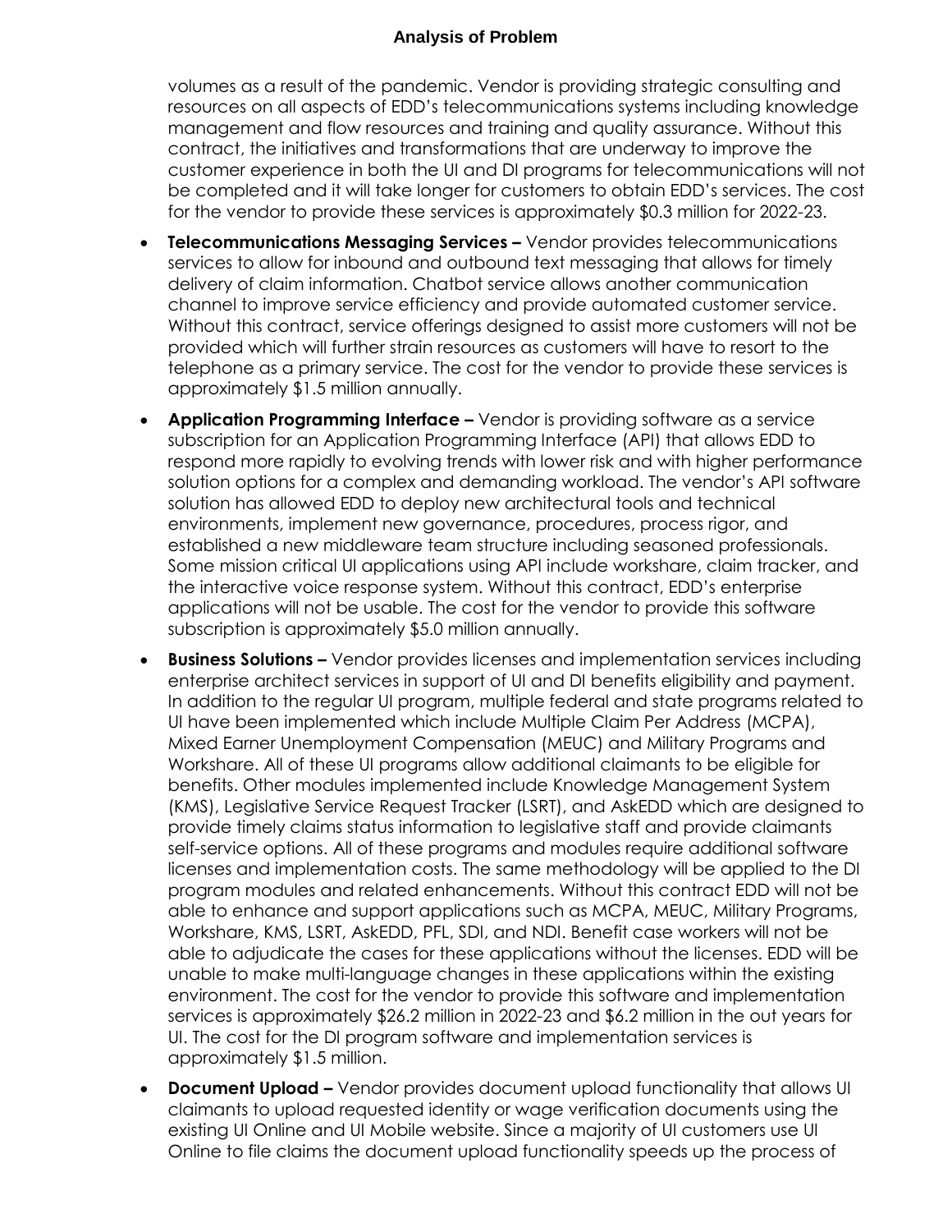volumes as a result of the pandemic. Vendor is providing strategic consulting and resources on all aspects of EDD's telecommunications systems including knowledge management and flow resources and training and quality assurance. Without this contract, the initiatives and transformations that are underway to improve the customer experience in both the UI and DI programs for telecommunications will not be completed and it will take longer for customers to obtain EDD's services. The cost for the vendor to provide these services is approximately $0.3 million for 2022-23.

- **Telecommunications Messaging Services –** Vendor provides telecommunications services to allow for inbound and outbound text messaging that allows for timely delivery of claim information. Chatbot service allows another communication channel to improve service efficiency and provide automated customer service. Without this contract, service offerings designed to assist more customers will not be provided which will further strain resources as customers will have to resort to the telephone as a primary service. The cost for the vendor to provide these services is approximately $1.5 million annually.
- **Application Programming Interface –** Vendor is providing software as a service subscription for an Application Programming Interface (API) that allows EDD to respond more rapidly to evolving trends with lower risk and with higher performance solution options for a complex and demanding workload. The vendor's API software solution has allowed EDD to deploy new architectural tools and technical environments, implement new governance, procedures, process rigor, and established a new middleware team structure including seasoned professionals. Some mission critical UI applications using API include workshare, claim tracker, and the interactive voice response system. Without this contract, EDD's enterprise applications will not be usable. The cost for the vendor to provide this software subscription is approximately $5.0 million annually.
- **Business Solutions –** Vendor provides licenses and implementation services including enterprise architect services in support of UI and DI benefits eligibility and payment. In addition to the regular UI program, multiple federal and state programs related to UI have been implemented which include Multiple Claim Per Address (MCPA), Mixed Earner Unemployment Compensation (MEUC) and Military Programs and Workshare. All of these UI programs allow additional claimants to be eligible for benefits. Other modules implemented include Knowledge Management System (KMS), Legislative Service Request Tracker (LSRT), and AskEDD which are designed to provide timely claims status information to legislative staff and provide claimants self-service options. All of these programs and modules require additional software licenses and implementation costs. The same methodology will be applied to the DI program modules and related enhancements. Without this contract EDD will not be able to enhance and support applications such as MCPA, MEUC, Military Programs, Workshare, KMS, LSRT, AskEDD, PFL, SDI, and NDI. Benefit case workers will not be able to adjudicate the cases for these applications without the licenses. EDD will be unable to make multi-language changes in these applications within the existing environment. The cost for the vendor to provide this software and implementation services is approximately $26.2 million in 2022-23 and $6.2 million in the out years for UI. The cost for the DI program software and implementation services is approximately $1.5 million.
- **Document Upload –** Vendor provides document upload functionality that allows UI claimants to upload requested identity or wage verification documents using the existing UI Online and UI Mobile website. Since a majority of UI customers use UI Online to file claims the document upload functionality speeds up the process of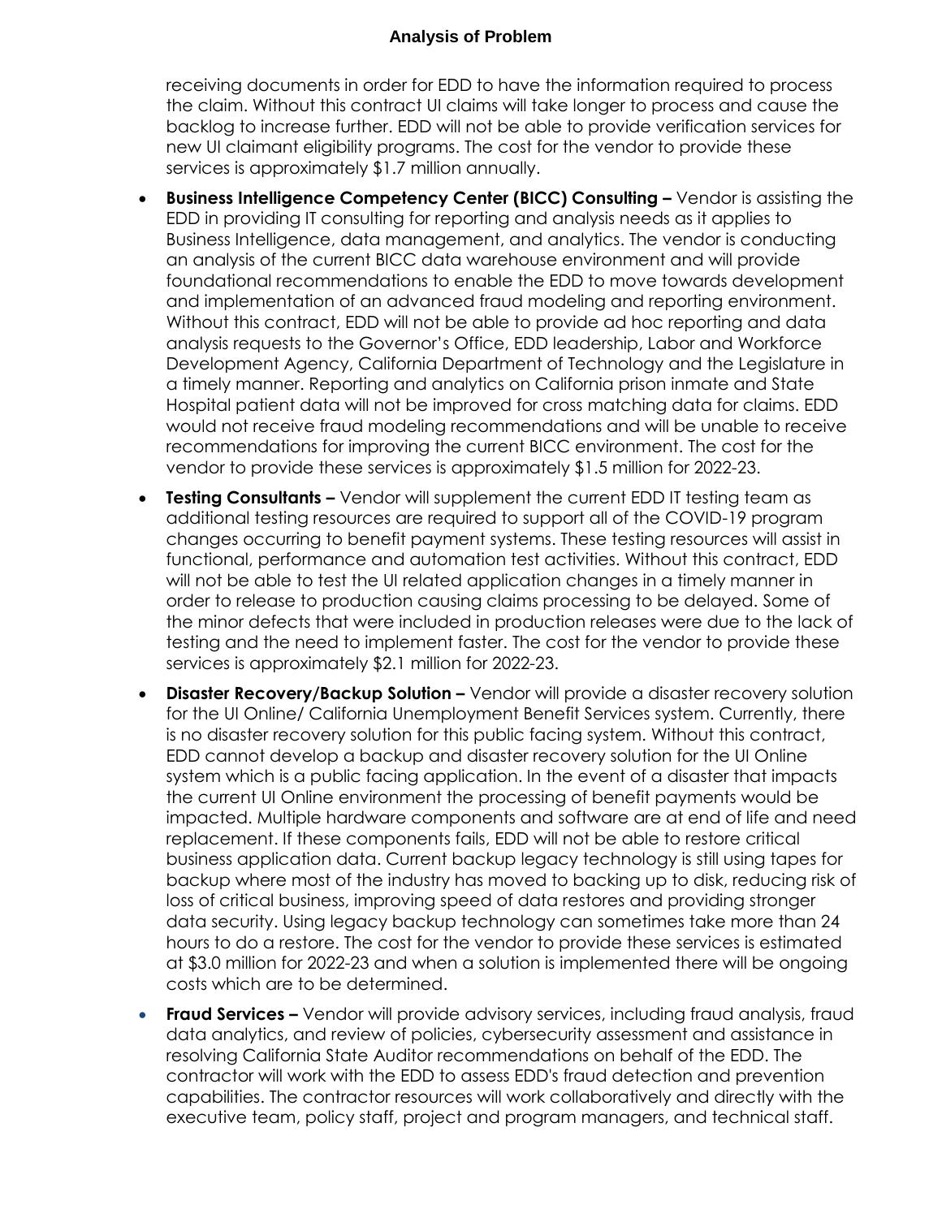receiving documents in order for EDD to have the information required to process the claim. Without this contract UI claims will take longer to process and cause the backlog to increase further. EDD will not be able to provide verification services for new UI claimant eligibility programs. The cost for the vendor to provide these services is approximately $1.7 million annually.

- **Business Intelligence Competency Center (BICC) Consulting –** Vendor is assisting the EDD in providing IT consulting for reporting and analysis needs as it applies to Business Intelligence, data management, and analytics. The vendor is conducting an analysis of the current BICC data warehouse environment and will provide foundational recommendations to enable the EDD to move towards development and implementation of an advanced fraud modeling and reporting environment. Without this contract, EDD will not be able to provide ad hoc reporting and data analysis requests to the Governor's Office, EDD leadership, Labor and Workforce Development Agency, California Department of Technology and the Legislature in a timely manner. Reporting and analytics on California prison inmate and State Hospital patient data will not be improved for cross matching data for claims. EDD would not receive fraud modeling recommendations and will be unable to receive recommendations for improving the current BICC environment. The cost for the vendor to provide these services is approximately $1.5 million for 2022-23.
- **Testing Consultants –** Vendor will supplement the current EDD IT testing team as additional testing resources are required to support all of the COVID-19 program changes occurring to benefit payment systems. These testing resources will assist in functional, performance and automation test activities. Without this contract, EDD will not be able to test the UI related application changes in a timely manner in order to release to production causing claims processing to be delayed. Some of the minor defects that were included in production releases were due to the lack of testing and the need to implement faster. The cost for the vendor to provide these services is approximately $2.1 million for 2022-23.
- **Disaster Recovery/Backup Solution –** Vendor will provide a disaster recovery solution for the UI Online/ California Unemployment Benefit Services system. Currently, there is no disaster recovery solution for this public facing system. Without this contract, EDD cannot develop a backup and disaster recovery solution for the UI Online system which is a public facing application. In the event of a disaster that impacts the current UI Online environment the processing of benefit payments would be impacted. Multiple hardware components and software are at end of life and need replacement. If these components fails, EDD will not be able to restore critical business application data. Current backup legacy technology is still using tapes for backup where most of the industry has moved to backing up to disk, reducing risk of loss of critical business, improving speed of data restores and providing stronger data security. Using legacy backup technology can sometimes take more than 24 hours to do a restore. The cost for the vendor to provide these services is estimated at $3.0 million for 2022-23 and when a solution is implemented there will be ongoing costs which are to be determined.
- **Fraud Services –** Vendor will provide advisory services, including fraud analysis, fraud data analytics, and review of policies, cybersecurity assessment and assistance in resolving California State Auditor recommendations on behalf of the EDD. The contractor will work with the EDD to assess EDD's fraud detection and prevention capabilities. The contractor resources will work collaboratively and directly with the executive team, policy staff, project and program managers, and technical staff.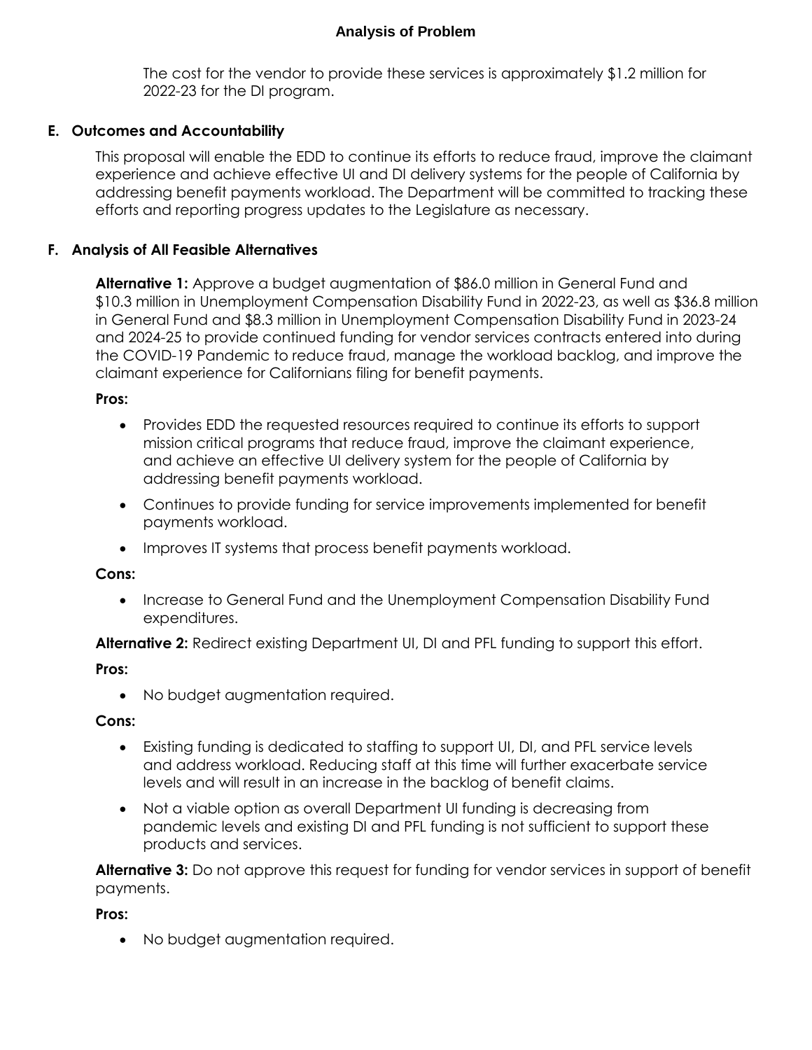The cost for the vendor to provide these services is approximately $1.2 million for 2022-23 for the DI program.

## E. Outcomes and Accountability

This proposal will enable the EDD to continue its efforts to reduce fraud, improve the claimant experience and achieve effective UI and DI delivery systems for the people of California by addressing benefit payments workload. The Department will be committed to tracking these efforts and reporting progress updates to the Legislature as necessary.

## F. Analysis of All Feasible Alternatives

**Alternative 1:** Approve a budget augmentation of $86.0 million in General Fund and $10.3 million in Unemployment Compensation Disability Fund in 2022-23, as well as $36.8 million in General Fund and $8.3 million in Unemployment Compensation Disability Fund in 2023-24 and 2024-25 to provide continued funding for vendor services contracts entered into during the COVID-19 Pandemic to reduce fraud, manage the workload backlog, and improve the claimant experience for Californians filing for benefit payments.

**Pros:**

- Provides EDD the requested resources required to continue its efforts to support mission critical programs that reduce fraud, improve the claimant experience, and achieve an effective UI delivery system for the people of California by addressing benefit payments workload.
- Continues to provide funding for service improvements implemented for benefit payments workload.
- Improves IT systems that process benefit payments workload.

**Cons:**

- Increase to General Fund and the Unemployment Compensation Disability Fund expenditures.

**Alternative 2:** Redirect existing Department UI, DI and PFL funding to support this effort.

**Pros:**

- No budget augmentation required.

**Cons:**

- Existing funding is dedicated to staffing to support UI, DI, and PFL service levels and address workload. Reducing staff at this time will further exacerbate service levels and will result in an increase in the backlog of benefit claims.
- Not a viable option as overall Department UI funding is decreasing from pandemic levels and existing DI and PFL funding is not sufficient to support these products and services.

**Alternative 3:** Do not approve this request for funding for vendor services in support of benefit payments.

**Pros:**

- No budget augmentation required.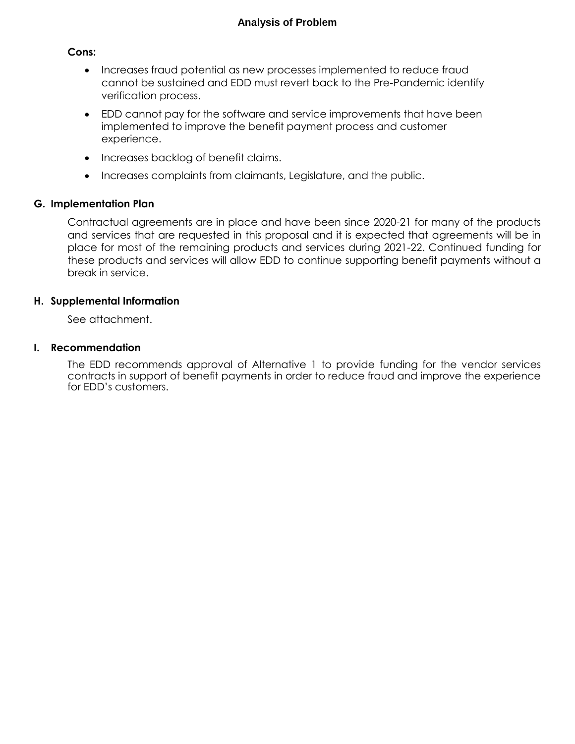**Cons:**

- Increases fraud potential as new processes implemented to reduce fraud cannot be sustained and EDD must revert back to the Pre-Pandemic identify verification process.
- EDD cannot pay for the software and service improvements that have been implemented to improve the benefit payment process and customer experience.
- Increases backlog of benefit claims.
- Increases complaints from claimants, Legislature, and the public.

## G. Implementation Plan

Contractual agreements are in place and have been since 2020-21 for many of the products and services that are requested in this proposal and it is expected that agreements will be in place for most of the remaining products and services during 2021-22. Continued funding for these products and services will allow EDD to continue supporting benefit payments without a break in service.

## H. Supplemental Information

See attachment.

## I. Recommendation

The EDD recommends approval of Alternative 1 to provide funding for the vendor services contracts in support of benefit payments in order to reduce fraud and improve the experience for EDD's customers.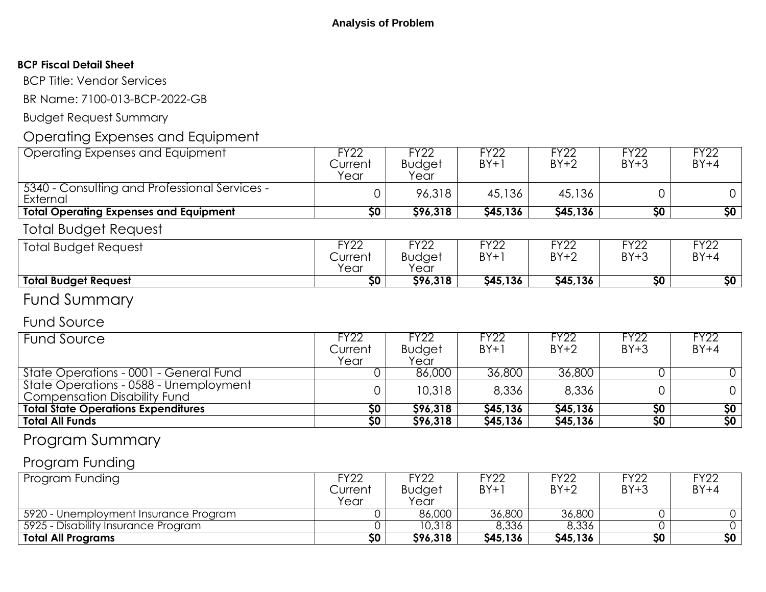**Analysis of Problem**

**BCP Fiscal Detail Sheet**

BCP Title: Vendor Services

BR Name: 7100-013-BCP-2022-GB

Budget Request Summary

## Operating Expenses and Equipment

| Operating Expenses and Equipment | FY22 Current Year | FY22 Budget Year | FY22 BY+1 | FY22 BY+2 | FY22 BY+3 | FY22 BY+4 |
|---|---|---|---|---|---|---|
| 5340 - Consulting and Professional Services - External | 0 | 96,318 | 45,136 | 45,136 | 0 | 0 |
| **Total Operating Expenses and Equipment** | **$0** | **$96,318** | **$45,136** | **$45,136** | **$0** | **$0** |

## Total Budget Request

| Total Budget Request | FY22 Current Year | FY22 Budget Year | FY22 BY+1 | FY22 BY+2 | FY22 BY+3 | FY22 BY+4 |
|---|---|---|---|---|---|---|
| **Total Budget Request** | **$0** | **$96,318** | **$45,136** | **$45,136** | **$0** | **$0** |

# Fund Summary

## Fund Source

| Fund Source | FY22 Current Year | FY22 Budget Year | FY22 BY+1 | FY22 BY+2 | FY22 BY+3 | FY22 BY+4 |
|---|---|---|---|---|---|---|
| State Operations - 0001 - General Fund | 0 | 86,000 | 36,800 | 36,800 | 0 | 0 |
| State Operations - 0588 - Unemployment Compensation Disability Fund | 0 | 10,318 | 8,336 | 8,336 | 0 | 0 |
| **Total State Operations Expenditures** | **$0** | **$96,318** | **$45,136** | **$45,136** | **$0** | **$0** |
| **Total All Funds** | **$0** | **$96,318** | **$45,136** | **$45,136** | **$0** | **$0** |

# Program Summary

## Program Funding

| Program Funding | FY22 Current Year | FY22 Budget Year | FY22 BY+1 | FY22 BY+2 | FY22 BY+3 | FY22 BY+4 |
|---|---|---|---|---|---|---|
| 5920 - Unemployment Insurance Program | 0 | 86,000 | 36,800 | 36,800 | 0 | 0 |
| 5925 - Disability Insurance Program | 0 | 10,318 | 8,336 | 8,336 | 0 | 0 |
| **Total All Programs** | **$0** | **$96,318** | **$45,136** | **$45,136** | **$0** | **$0** |